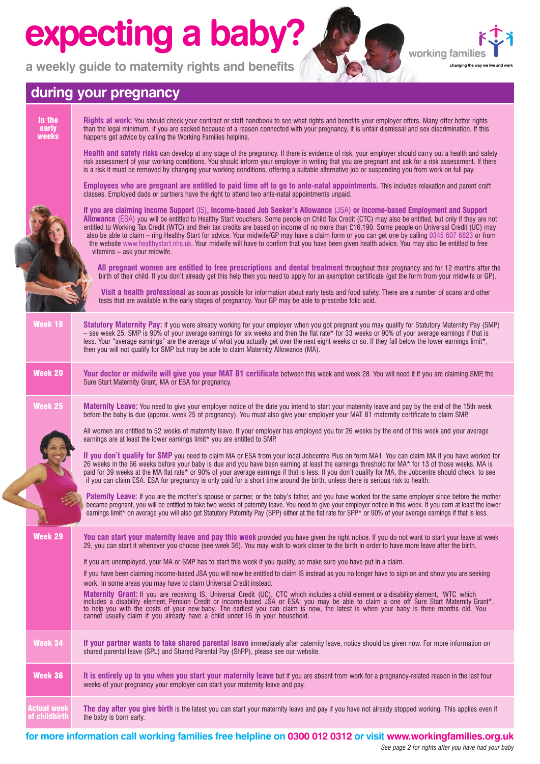# expecting a baby?

## a weekly guide to maternity rights and benefits

working families — changing the way we live and work

## during your pregnancy

### In the early weeks

**Rights at work:** You should check your contract or staff handbook to see what rights and benefits your employer offers. Many offer better rights than the legal minimum. If you are sacked because of a reason connected with your pregnancy, it is unfair dismissal and sex discrimination. If this happens get advice by calling the Working Families helpline.

**Health and safety risks** can develop at any stage of the pregnancy. If there is evidence of risk, your employer should carry out a health and safety risk assessment of your working conditions. You should inform your employer in writing that you are pregnant and ask for a risk assessment. If there is a risk it must be removed by changing your working conditions, offering a suitable alternative job or suspending you from work on full pay.

**Employees who are pregnant are entitled to paid time off to go to ante-natal appointments.** This includes relaxation and parent craft classes. Employed dads or partners have the right to attend two ante-natal appointments unpaid.

**If you are claiming Income Support** (IS), **Income-based Job Seeker's Allowance** (JSA) **or Income-based Employment and Support Allowance** (ESA) you will be entitled to Healthy Start vouchers. Some people on Child Tax Credit (CTC) may also be entitled, but only if they are not entitled to Working Tax Credit (WTC) and their tax credits are based on income of no more than £16,190. Some people on Universal Credit (UC) may also be able to claim – ring Healthy Start for advice. Your midwife/GP may have a claim form or you can get one by calling 0345 607 6823 or from the website www.healthystart.nhs.uk. Your midwife will have to confirm that you have been given health advice. You may also be entitled to free vitamins – ask your midwife.

**All pregnant women are entitled to free prescriptions and dental treatment** throughout their pregnancy and for 12 months after the birth of their child. If you don't already get this help then you need to apply for an exemption certificate (get the form from your midwife or GP).

**Visit a health professional** as soon as possible for information about early tests and food safety. There are a number of scans and other tests that are available in the early stages of pregnancy. Your GP may be able to prescribe folic acid.

### Week 18

**Statutory Maternity Pay:** If you were already working for your employer when you got pregnant you may qualify for Statutory Maternity Pay (SMP) – see week 25. SMP is 90% of your average earnings for six weeks and then the flat rate* for 33 weeks or 90% of your average earnings if that is less. Your "average earnings" are the average of what you actually get over the next eight weeks or so. If they fall below the lower earnings limit*, then you will not qualify for SMP but may be able to claim Maternity Allowance (MA).

### Week 20

**Your doctor or midwife will give you your MAT B1 certificate** between this week and week 28. You will need it if you are claiming SMP, the Sure Start Maternity Grant, MA or ESA for pregnancy.

### Week 25

**Maternity Leave:** You need to give your employer notice of the date you intend to start your maternity leave and pay by the end of the 15th week before the baby is due (approx. week 25 of pregnancy). You must also give your employer your MAT B1 maternity certificate to claim SMP.

All women are entitled to 52 weeks of maternity leave. If your employer has employed you for 26 weeks by the end of this week and your average earnings are at least the lower earnings limit* you are entitled to SMP.

**If you don't qualify for SMP** you need to claim MA or ESA from your local Jobcentre Plus on form MA1. You can claim MA if you have worked for 26 weeks in the 66 weeks before your baby is due and you have been earning at least the earnings threshold for MA* for 13 of those weeks. MA is paid for 39 weeks at the MA flat rate* or 90% of your average earnings if that is less. If you don't qualify for MA, the Jobcentre should check to see if you can claim ESA. ESA for pregnancy is only paid for a short time around the birth, unless there is serious risk to health.

**Paternity Leave:** If you are the mother's spouse or partner, or the baby's father, and you have worked for the same employer since before the mother became pregnant, you will be entitled to take two weeks of paternity leave. You need to give your employer notice in this week. If you earn at least the lower earnings limit* on average you will also get Statutory Paternity Pay (SPP) either at the flat rate for SPP* or 90% of your average earnings if that is less.

### Week 29

**You can start your maternity leave and pay this week** provided you have given the right notice. If you do not want to start your leave at week 29, you can start it whenever you choose (see week 36). You may wish to work closer to the birth in order to have more leave after the birth.

If you are unemployed, your MA or SMP has to start this week if you qualify, so make sure you have put in a claim.

If you have been claiming income-based JSA you will now be entitled to claim IS instead as you no longer have to sign on and show you are seeking work. In some areas you may have to claim Universal Credit instead.

**Maternity Grant:** If you are receiving IS, Universal Credit (UC), CTC which includes a child element or a disability element, WTC which includes a disability element, Pension Credit or income-based JSA or ESA; you may be able to claim a one off Sure Start Maternity Grant*, to help you with the costs of your new baby. The earliest you can claim is now, the latest is when your baby is three months old. You cannot usually claim if you already have a child under 16 in your household.

### Week 34

**If your partner wants to take shared parental leave** immediately after paternity leave, notice should be given now. For more information on shared parental leave (SPL) and Shared Parental Pay (ShPP), please see our website.

### Week 36

**It is entirely up to you when you start your maternity leave** but if you are absent from work for a pregnancy-related reason in the last four weeks of your pregnancy your employer can start your maternity leave and pay.

### Actual week of childbirth

**The day after you give birth** is the latest you can start your maternity leave and pay if you have not already stopped working. This applies even if the baby is born early.

**for more information call working families free helpline on 0300 012 0312 or visit www.workingfamilies.org.uk**

*See page 2 for rights after you have had your baby*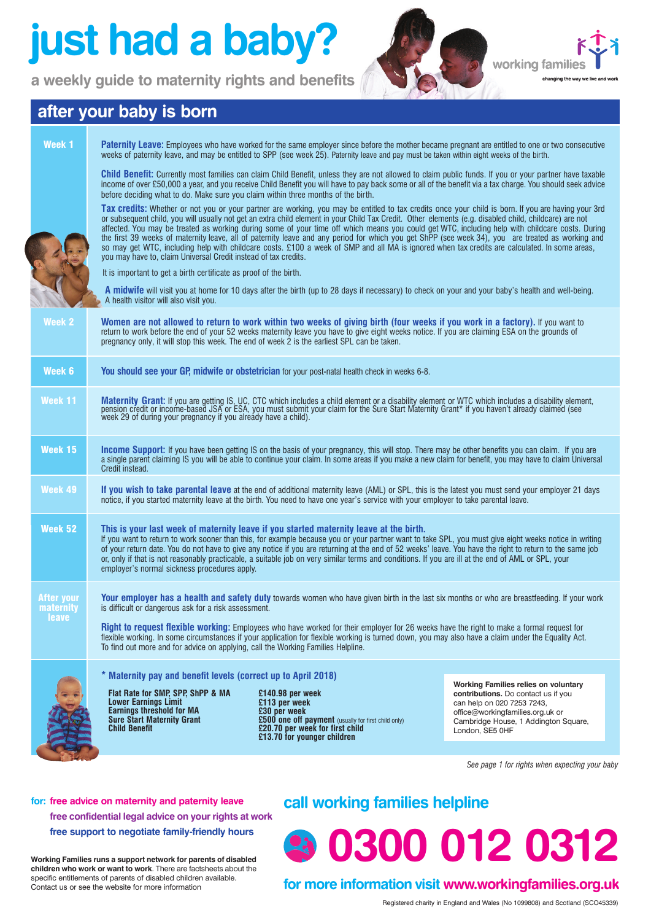# just had a baby?

## a weekly guide to maternity rights and benefits

working families
changing the way we live and work

## after your baby is born

| | |
|---|---|
| **Week 1** | **Paternity Leave:** Employees who have worked for the same employer since before the mother became pregnant are entitled to one or two consecutive weeks of paternity leave, and may be entitled to SPP (see week 25). Paternity leave and pay must be taken within eight weeks of the birth.<br><br>**Child Benefit:** Currently most families can claim Child Benefit, unless they are not allowed to claim public funds. If you or your partner have taxable income of over £50,000 a year, and you receive Child Benefit you will have to pay back some or all of the benefit via a tax charge. You should seek advice before deciding what to do. Make sure you claim within three months of the birth.<br><br>**Tax credits:** Whether or not you or your partner are working, you may be entitled to tax credits once your child is born. If you are having your 3rd or subsequent child, you will usually not get an extra child element in your Child Tax Credit. Other elements (e.g. disabled child, childcare) are not affected. You may be treated as working during some of your time off which means you could get WTC, including help with childcare costs. During the first 39 weeks of maternity leave, all of paternity leave and any period for which you get ShPP (see week 34), you are treated as working and so may get WTC, including help with childcare costs. £100 a week of SMP and all MA is ignored when tax credits are calculated. In some areas, you may have to, claim Universal Credit instead of tax credits.<br><br>It is important to get a birth certificate as proof of the birth.<br><br>**A midwife** will visit you at home for 10 days after the birth (up to 28 days if necessary) to check on your and your baby's health and well-being. A health visitor will also visit you. |
| **Week 2** | **Women are not allowed to return to work within two weeks of giving birth (four weeks if you work in a factory).** If you want to return to work before the end of your 52 weeks maternity leave you have to give eight weeks notice. If you are claiming ESA on the grounds of pregnancy only, it will stop this week. The end of week 2 is the earliest SPL can be taken. |
| **Week 6** | **You should see your GP, midwife or obstetrician** for your post-natal health check in weeks 6-8. |
| **Week 11** | **Maternity Grant:** If you are getting IS, UC, CTC which includes a child element or a disability element or WTC which includes a disability element, pension credit or income-based JSA or ESA, you must submit your claim for the Sure Start Maternity Grant* if you haven't already claimed (see week 29 of during your pregnancy if you already have a child). |
| **Week 15** | **Income Support:** If you have been getting IS on the basis of your pregnancy, this will stop. There may be other benefits you can claim. If you are a single parent claiming IS you will be able to continue your claim. In some areas if you make a new claim for benefit, you may have to claim Universal Credit instead. |
| **Week 49** | **If you wish to take parental leave** at the end of additional maternity leave (AML) or SPL, this is the latest you must send your employer 21 days notice, if you started maternity leave at the birth. You need to have one year's service with your employer to take parental leave. |
| **Week 52** | **This is your last week of maternity leave if you started maternity leave at the birth.**<br>If you want to return to work sooner than this, for example because you or your partner want to take SPL, you must give eight weeks notice in writing of your return date. You do not have to give any notice if you are returning at the end of 52 weeks' leave. You have the right to return to the same job or, only if that is not reasonably practicable, a suitable job on very similar terms and conditions. If you are ill at the end of AML or SPL, your employer's normal sickness procedures apply. |
| **After your maternity leave** | **Your employer has a health and safety duty** towards women who have given birth in the last six months or who are breastfeeding. If your work is difficult or dangerous ask for a risk assessment.<br><br>**Right to request flexible working:** Employees who have worked for their employer for 26 weeks have the right to make a formal request for flexible working. In some circumstances if your application for flexible working is turned down, you may also have a claim under the Equality Act. To find out more and for advice on applying, call the Working Families Helpline. |

### * Maternity pay and benefit levels (correct up to April 2018)

| | |
|---|---|
| **Flat Rate for SMP, SPP, ShPP & MA** | **£140.98 per week** |
| **Lower Earnings Limit** | **£113 per week** |
| **Earnings threshold for MA** | **£30 per week** |
| **Sure Start Maternity Grant** | **£500 one off payment** (usually for first child only) |
| **Child Benefit** | **£20.70 per week for first child**<br>**£13.70 for younger children** |

**Working Families relies on voluntary contributions.** Do contact us if you can help on 020 7253 7243, office@workingfamilies.org.uk or Cambridge House, 1 Addington Square, London, SE5 0HF

*See page 1 for rights when expecting your baby*

**for:** free advice on maternity and paternity leave
free confidential legal advice on your rights at work
free support to negotiate family-friendly hours

**Working Families runs a support network for parents of disabled children who work or want to work.** There are factsheets about the specific entitlements of parents of disabled children available. Contact us or see the website for more information

## call working families helpline

# 0300 012 0312

**for more information visit www.workingfamilies.org.uk**

Registered charity in England and Wales (No 1099808) and Scotland (SCO45339)